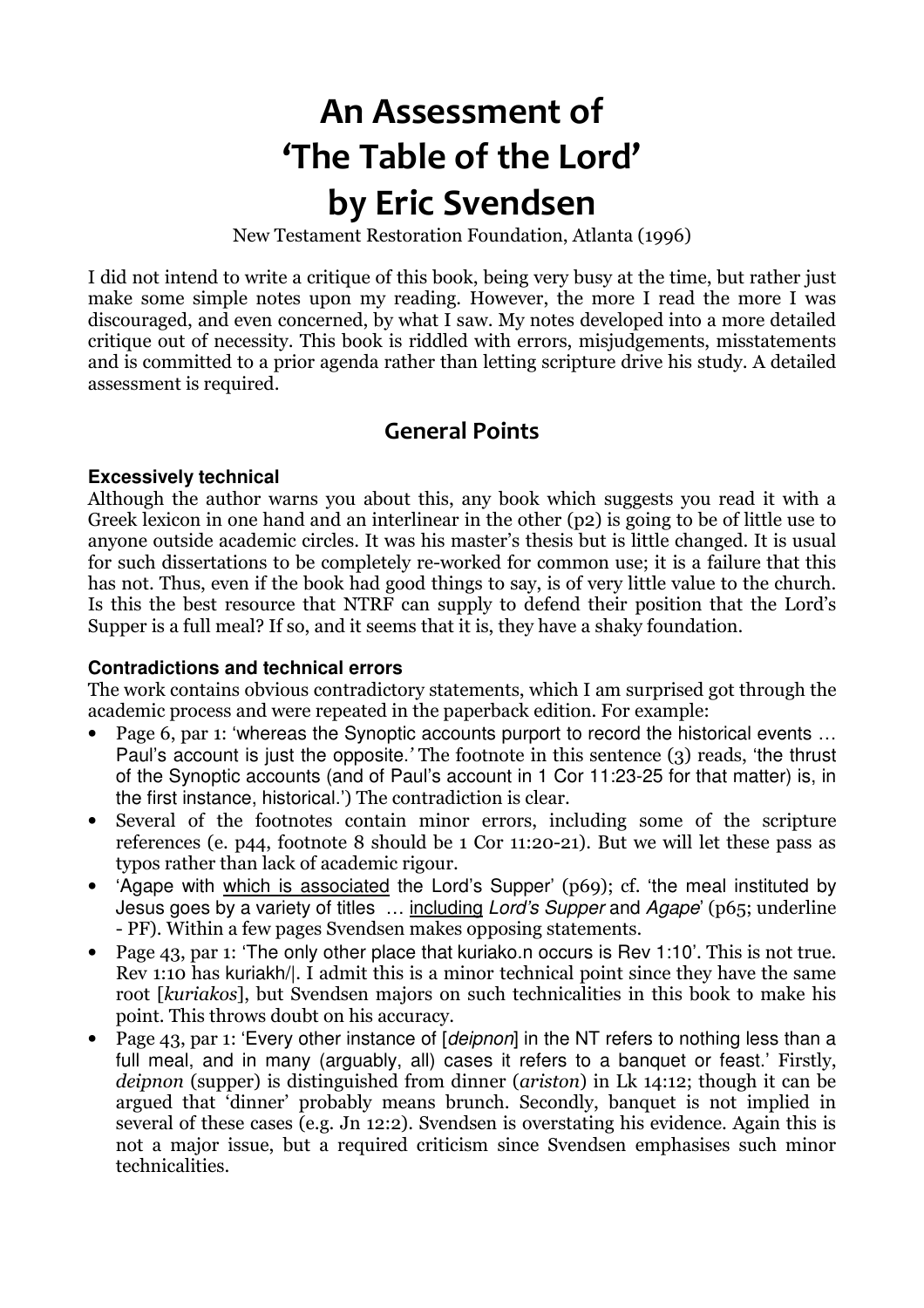# An Assessment of 'The Table of the Lord' by Eric Svendsen

New Testament Restoration Foundation, Atlanta (1996)

I did not intend to write a critique of this book, being very busy at the time, but rather just make some simple notes upon my reading. However, the more I read the more I was discouraged, and even concerned, by what I saw. My notes developed into a more detailed critique out of necessity. This book is riddled with errors, misjudgements, misstatements and is committed to a prior agenda rather than letting scripture drive his study. A detailed assessment is required.

## General Points

### Excessively technical

Although the author warns you about this, any book which suggests you read it with a Greek lexicon in one hand and an interlinear in the other (p2) is going to be of little use to anyone outside academic circles. It was his master's thesis but is little changed. It is usual for such dissertations to be completely re-worked for common use; it is a failure that this has not. Thus, even if the book had good things to say, is of very little value to the church. Is this the best resource that NTRF can supply to defend their position that the Lord's Supper is a full meal? If so, and it seems that it is, they have a shaky foundation.

### Contradictions and technical errors

The work contains obvious contradictory statements, which I am surprised got through the academic process and were repeated in the paperback edition. For example:

- Page 6, par 1: 'whereas the Synoptic accounts purport to record the historical events … Paul's account is just the opposite.*'* The footnote in this sentence (3) reads, 'the thrust of the Synoptic accounts (and of Paul's account in 1 Cor 11:23-25 for that matter) is, in the first instance, historical.') The contradiction is clear.
- Several of the footnotes contain minor errors, including some of the scripture references (e. p44, footnote 8 should be 1 Cor 11:20-21). But we will let these pass as typos rather than lack of academic rigour.
- 'Agape with <u>which is associated</u> the Lord's Supper' (p69); cf. 'the meal instituted by Jesus goes by a variety of titles … <u>including</u> *Lord's Supper* and *Agape*' (p65; underline - PF). Within a few pages Svendsen makes opposing statements.
- Page 43, par 1: 'The only other place that kuriako.n occurs is Rev 1:10'. This is not true. Rev 1:10 has kuriakh/|. I admit this is a minor technical point since they have the same root [*kuriakos*], but Svendsen majors on such technicalities in this book to make his point. This throws doubt on his accuracy.
- Page 43, par 1: 'Every other instance of [*deipnon*] in the NT refers to nothing less than a full meal, and in many (arguably, all) cases it refers to a banquet or feast.' Firstly, *deipnon* (supper) is distinguished from dinner (*ariston*) in Lk 14:12; though it can be argued that 'dinner' probably means brunch. Secondly, banquet is not implied in several of these cases (e.g. Jn 12:2). Svendsen is overstating his evidence. Again this is not a major issue, but a required criticism since Svendsen emphasises such minor technicalities.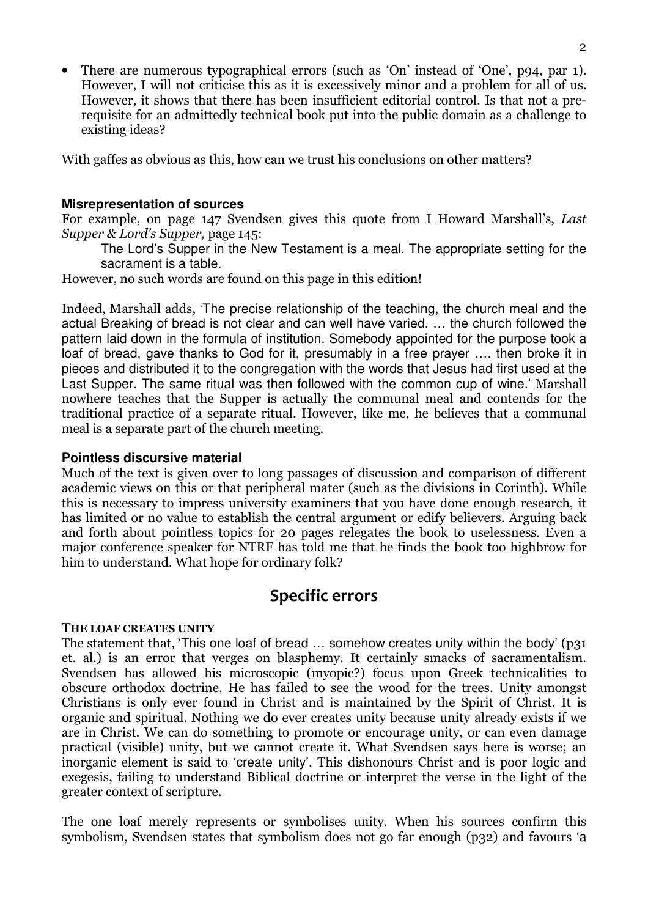- There are numerous typographical errors (such as 'On' instead of 'One', p94, par 1). However, I will not criticise this as it is excessively minor and a problem for all of us. However, it shows that there has been insufficient editorial control. Is that not a pre-requisite for an admittedly technical book put into the public domain as a challenge to existing ideas?

With gaffes as obvious as this, how can we trust his conclusions on other matters?

### Misrepresentation of sources

For example, on page 147 Svendsen gives this quote from I Howard Marshall's, *Last Supper & Lord's Supper,* page 145:

> The Lord's Supper in the New Testament is a meal. The appropriate setting for the sacrament is a table.

However, no such words are found on this page in this edition!

Indeed, Marshall adds, 'The precise relationship of the teaching, the church meal and the actual Breaking of bread is not clear and can well have varied. … the church followed the pattern laid down in the formula of institution. Somebody appointed for the purpose took a loaf of bread, gave thanks to God for it, presumably in a free prayer …. then broke it in pieces and distributed it to the congregation with the words that Jesus had first used at the Last Supper. The same ritual was then followed with the common cup of wine.' Marshall nowhere teaches that the Supper is actually the communal meal and contends for the traditional practice of a separate ritual. However, like me, he believes that a communal meal is a separate part of the church meeting.

### Pointless discursive material

Much of the text is given over to long passages of discussion and comparison of different academic views on this or that peripheral mater (such as the divisions in Corinth). While this is necessary to impress university examiners that you have done enough research, it has limited or no value to establish the central argument or edify believers. Arguing back and forth about pointless topics for 20 pages relegates the book to uselessness. Even a major conference speaker for NTRF has told me that he finds the book too highbrow for him to understand. What hope for ordinary folk?

## Specific errors

#### THE LOAF CREATES UNITY

The statement that, 'This one loaf of bread … somehow creates unity within the body' (p31 et. al.) is an error that verges on blasphemy. It certainly smacks of sacramentalism. Svendsen has allowed his microscopic (myopic?) focus upon Greek technicalities to obscure orthodox doctrine. He has failed to see the wood for the trees. Unity amongst Christians is only ever found in Christ and is maintained by the Spirit of Christ. It is organic and spiritual. Nothing we do ever creates unity because unity already exists if we are in Christ. We can do something to promote or encourage unity, or can even damage practical (visible) unity, but we cannot create it. What Svendsen says here is worse; an inorganic element is said to 'create unity'. This dishonours Christ and is poor logic and exegesis, failing to understand Biblical doctrine or interpret the verse in the light of the greater context of scripture.

The one loaf merely represents or symbolises unity. When his sources confirm this symbolism, Svendsen states that symbolism does not go far enough (p32) and favours 'a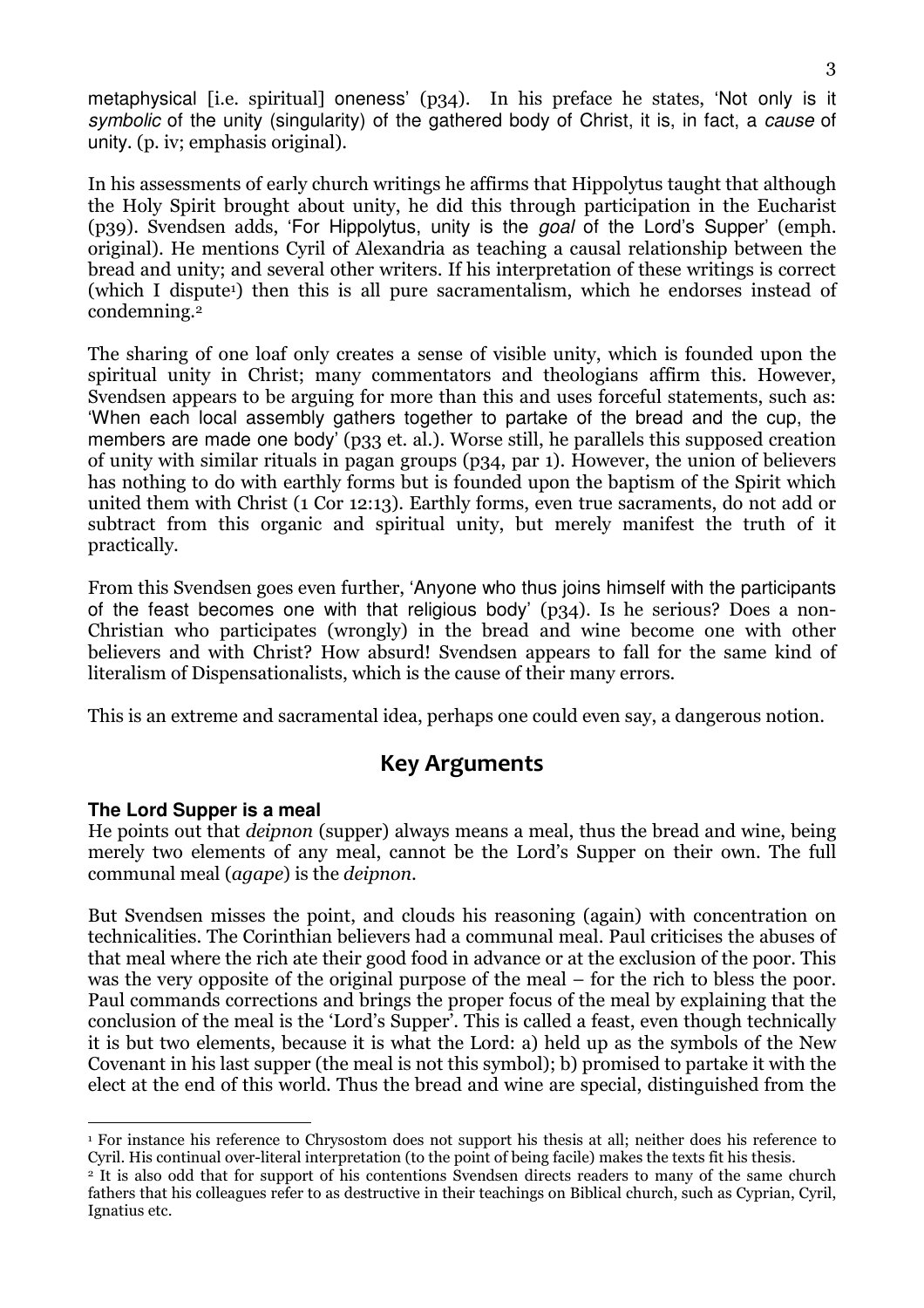metaphysical [i.e. spiritual] oneness' (p34). In his preface he states, 'Not only is it *symbolic* of the unity (singularity) of the gathered body of Christ, it is, in fact, a *cause* of unity. (p. iv; emphasis original).

In his assessments of early church writings he affirms that Hippolytus taught that although the Holy Spirit brought about unity, he did this through participation in the Eucharist (p39). Svendsen adds, 'For Hippolytus, unity is the *goal* of the Lord's Supper' (emph. original). He mentions Cyril of Alexandria as teaching a causal relationship between the bread and unity; and several other writers. If his interpretation of these writings is correct (which I dispute[1]) then this is all pure sacramentalism, which he endorses instead of condemning.[2]

The sharing of one loaf only creates a sense of visible unity, which is founded upon the spiritual unity in Christ; many commentators and theologians affirm this. However, Svendsen appears to be arguing for more than this and uses forceful statements, such as: 'When each local assembly gathers together to partake of the bread and the cup, the members are made one body' (p33 et. al.). Worse still, he parallels this supposed creation of unity with similar rituals in pagan groups (p34, par 1). However, the union of believers has nothing to do with earthly forms but is founded upon the baptism of the Spirit which united them with Christ (1 Cor 12:13). Earthly forms, even true sacraments, do not add or subtract from this organic and spiritual unity, but merely manifest the truth of it practically.

From this Svendsen goes even further, 'Anyone who thus joins himself with the participants of the feast becomes one with that religious body' (p34). Is he serious? Does a non-Christian who participates (wrongly) in the bread and wine become one with other believers and with Christ? How absurd! Svendsen appears to fall for the same kind of literalism of Dispensationalists, which is the cause of their many errors.

This is an extreme and sacramental idea, perhaps one could even say, a dangerous notion.

## Key Arguments

**The Lord Supper is a meal**

He points out that *deipnon* (supper) always means a meal, thus the bread and wine, being merely two elements of any meal, cannot be the Lord's Supper on their own. The full communal meal (*agape*) is the *deipnon*.

But Svendsen misses the point, and clouds his reasoning (again) with concentration on technicalities. The Corinthian believers had a communal meal. Paul criticises the abuses of that meal where the rich ate their good food in advance or at the exclusion of the poor. This was the very opposite of the original purpose of the meal – for the rich to bless the poor. Paul commands corrections and brings the proper focus of the meal by explaining that the conclusion of the meal is the 'Lord's Supper'. This is called a feast, even though technically it is but two elements, because it is what the Lord: a) held up as the symbols of the New Covenant in his last supper (the meal is not this symbol); b) promised to partake it with the elect at the end of this world. Thus the bread and wine are special, distinguished from the

---

[1] For instance his reference to Chrysostom does not support his thesis at all; neither does his reference to Cyril. His continual over-literal interpretation (to the point of being facile) makes the texts fit his thesis.

[2] It is also odd that for support of his contentions Svendsen directs readers to many of the same church fathers that his colleagues refer to as destructive in their teachings on Biblical church, such as Cyprian, Cyril, Ignatius etc.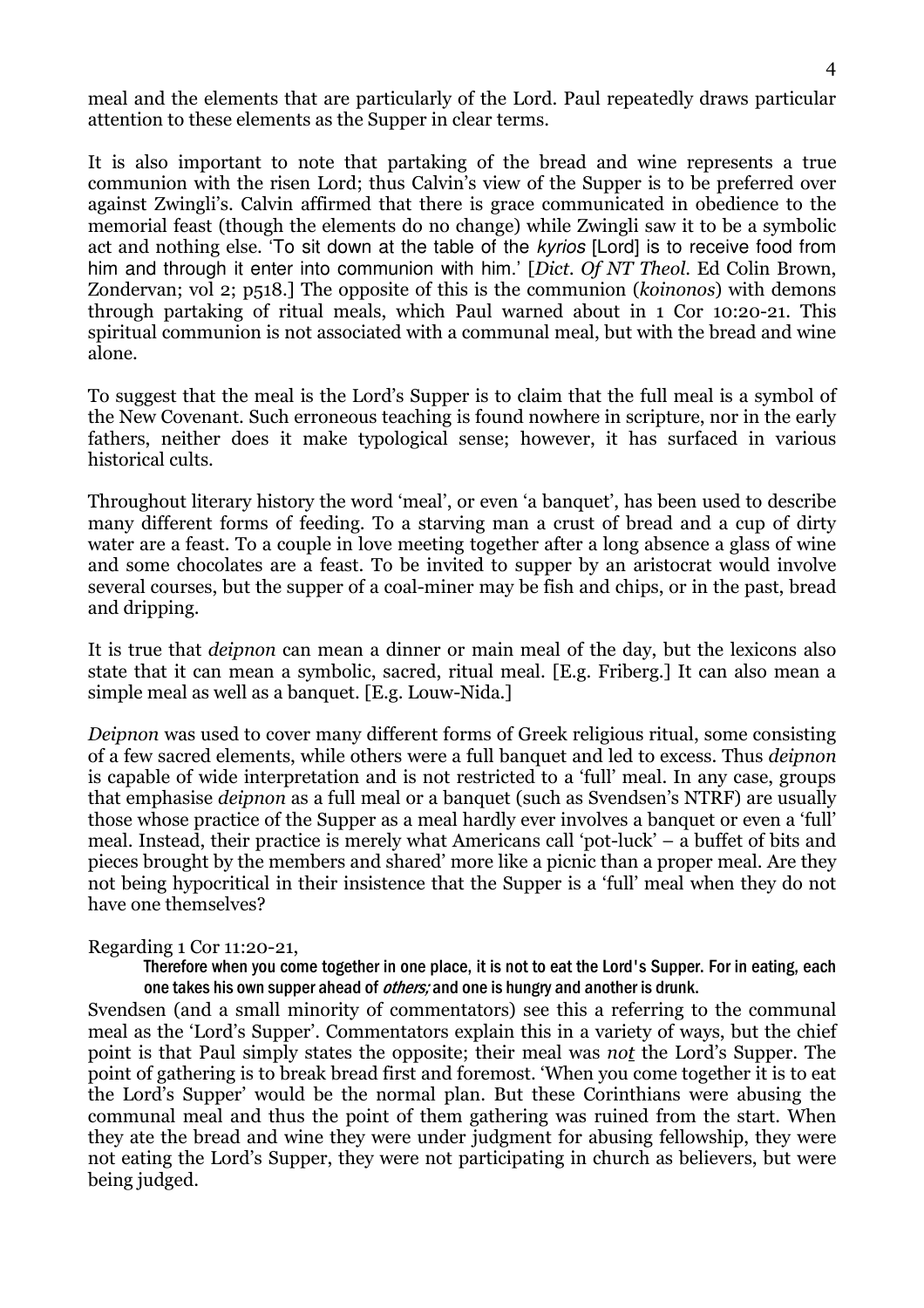meal and the elements that are particularly of the Lord. Paul repeatedly draws particular attention to these elements as the Supper in clear terms.

It is also important to note that partaking of the bread and wine represents a true communion with the risen Lord; thus Calvin's view of the Supper is to be preferred over against Zwingli's. Calvin affirmed that there is grace communicated in obedience to the memorial feast (though the elements do no change) while Zwingli saw it to be a symbolic act and nothing else. 'To sit down at the table of the *kyrios* [Lord] is to receive food from him and through it enter into communion with him.' [*Dict. Of NT Theol.* Ed Colin Brown, Zondervan; vol 2; p518.] The opposite of this is the communion (*koinonos*) with demons through partaking of ritual meals, which Paul warned about in 1 Cor 10:20-21. This spiritual communion is not associated with a communal meal, but with the bread and wine alone.

To suggest that the meal is the Lord's Supper is to claim that the full meal is a symbol of the New Covenant. Such erroneous teaching is found nowhere in scripture, nor in the early fathers, neither does it make typological sense; however, it has surfaced in various historical cults.

Throughout literary history the word 'meal', or even 'a banquet', has been used to describe many different forms of feeding. To a starving man a crust of bread and a cup of dirty water are a feast. To a couple in love meeting together after a long absence a glass of wine and some chocolates are a feast. To be invited to supper by an aristocrat would involve several courses, but the supper of a coal-miner may be fish and chips, or in the past, bread and dripping.

It is true that *deipnon* can mean a dinner or main meal of the day, but the lexicons also state that it can mean a symbolic, sacred, ritual meal. [E.g. Friberg.] It can also mean a simple meal as well as a banquet. [E.g. Louw-Nida.]

*Deipnon* was used to cover many different forms of Greek religious ritual, some consisting of a few sacred elements, while others were a full banquet and led to excess. Thus *deipnon* is capable of wide interpretation and is not restricted to a 'full' meal. In any case, groups that emphasise *deipnon* as a full meal or a banquet (such as Svendsen's NTRF) are usually those whose practice of the Supper as a meal hardly ever involves a banquet or even a 'full' meal. Instead, their practice is merely what Americans call 'pot-luck' – a buffet of bits and pieces brought by the members and shared' more like a picnic than a proper meal. Are they not being hypocritical in their insistence that the Supper is a 'full' meal when they do not have one themselves?

Regarding 1 Cor 11:20-21,

> Therefore when you come together in one place, it is not to eat the Lord's Supper. For in eating, each one takes his own supper ahead of *others;* and one is hungry and another is drunk.

Svendsen (and a small minority of commentators) see this a referring to the communal meal as the 'Lord's Supper'. Commentators explain this in a variety of ways, but the chief point is that Paul simply states the opposite; their meal was *not* the Lord's Supper. The point of gathering is to break bread first and foremost. 'When you come together it is to eat the Lord's Supper' would be the normal plan. But these Corinthians were abusing the communal meal and thus the point of them gathering was ruined from the start. When they ate the bread and wine they were under judgment for abusing fellowship, they were not eating the Lord's Supper, they were not participating in church as believers, but were being judged.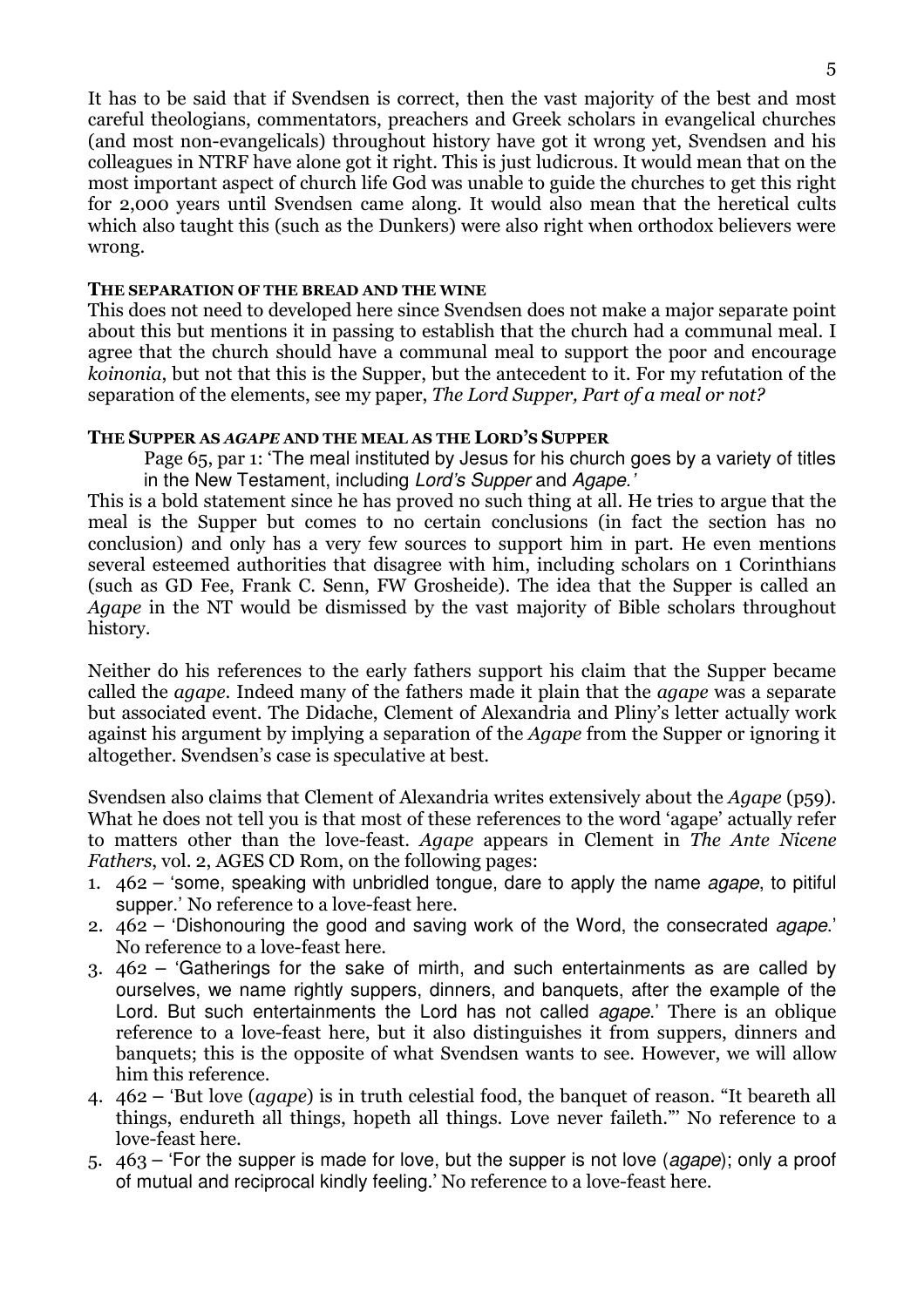It has to be said that if Svendsen is correct, then the vast majority of the best and most careful theologians, commentators, preachers and Greek scholars in evangelical churches (and most non-evangelicals) throughout history have got it wrong yet, Svendsen and his colleagues in NTRF have alone got it right. This is just ludicrous. It would mean that on the most important aspect of church life God was unable to guide the churches to get this right for 2,000 years until Svendsen came along. It would also mean that the heretical cults which also taught this (such as the Dunkers) were also right when orthodox believers were wrong.

### THE SEPARATION OF THE BREAD AND THE WINE

This does not need to developed here since Svendsen does not make a major separate point about this but mentions it in passing to establish that the church had a communal meal. I agree that the church should have a communal meal to support the poor and encourage *koinonia*, but not that this is the Supper, but the antecedent to it. For my refutation of the separation of the elements, see my paper, *The Lord Supper, Part of a meal or not?*

### THE SUPPER AS *AGAPE* AND THE MEAL AS THE LORD'S SUPPER

> Page 65, par 1: 'The meal instituted by Jesus for his church goes by a variety of titles in the New Testament, including *Lord's Supper* and *Agape.'*

This is a bold statement since he has proved no such thing at all. He tries to argue that the meal is the Supper but comes to no certain conclusions (in fact the section has no conclusion) and only has a very few sources to support him in part. He even mentions several esteemed authorities that disagree with him, including scholars on 1 Corinthians (such as GD Fee, Frank C. Senn, FW Grosheide). The idea that the Supper is called an *Agape* in the NT would be dismissed by the vast majority of Bible scholars throughout history.

Neither do his references to the early fathers support his claim that the Supper became called the *agape*. Indeed many of the fathers made it plain that the *agape* was a separate but associated event. The Didache, Clement of Alexandria and Pliny's letter actually work against his argument by implying a separation of the *Agape* from the Supper or ignoring it altogether. Svendsen's case is speculative at best.

Svendsen also claims that Clement of Alexandria writes extensively about the *Agape* (p59). What he does not tell you is that most of these references to the word 'agape' actually refer to matters other than the love-feast. *Agape* appears in Clement in *The Ante Nicene Fathers*, vol. 2, AGES CD Rom, on the following pages:

1. 462 – 'some, speaking with unbridled tongue, dare to apply the name *agape*, to pitiful supper.' No reference to a love-feast here.
2. 462 – 'Dishonouring the good and saving work of the Word, the consecrated *agape*.' No reference to a love-feast here.
3. 462 – 'Gatherings for the sake of mirth, and such entertainments as are called by ourselves, we name rightly suppers, dinners, and banquets, after the example of the Lord. But such entertainments the Lord has not called *agape*.' There is an oblique reference to a love-feast here, but it also distinguishes it from suppers, dinners and banquets; this is the opposite of what Svendsen wants to see. However, we will allow him this reference.
4. 462 – 'But love (*agape*) is in truth celestial food, the banquet of reason. "It beareth all things, endureth all things, hopeth all things. Love never faileth."' No reference to a love-feast here.
5. 463 – 'For the supper is made for love, but the supper is not love (*agape*); only a proof of mutual and reciprocal kindly feeling.' No reference to a love-feast here.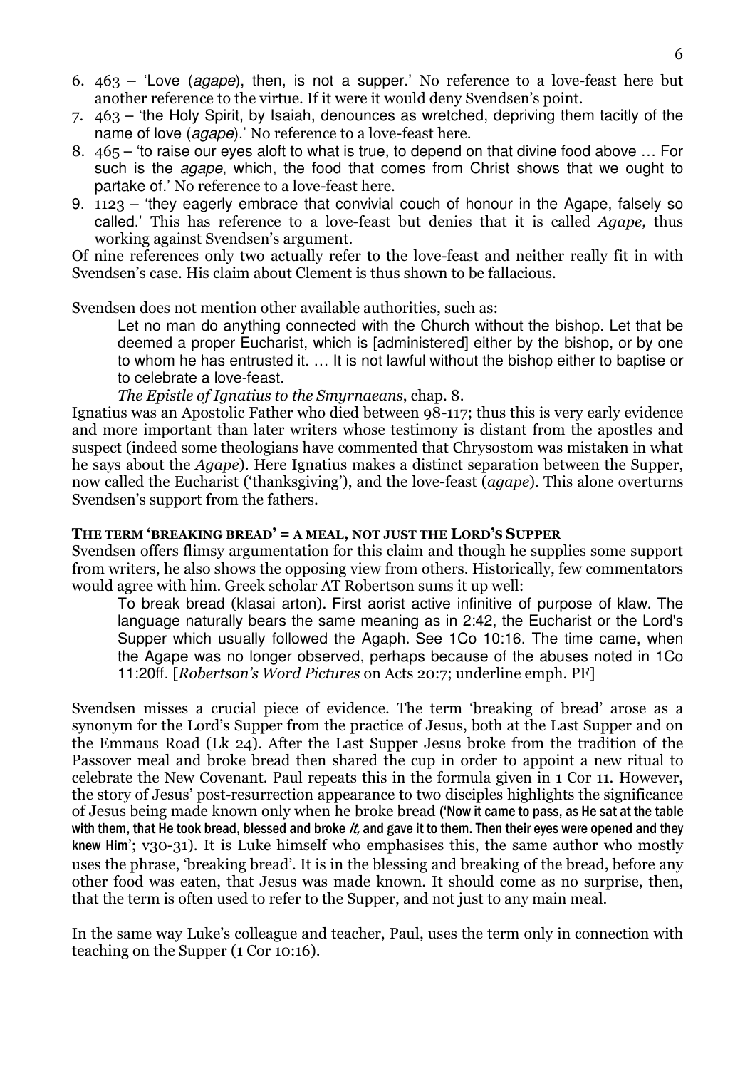6. 463 – 'Love (*agape*), then, is not a supper.' No reference to a love-feast here but another reference to the virtue. If it were it would deny Svendsen's point.
7. 463 – 'the Holy Spirit, by Isaiah, denounces as wretched, depriving them tacitly of the name of love (*agape*).' No reference to a love-feast here.
8. 465 – 'to raise our eyes aloft to what is true, to depend on that divine food above … For such is the *agape*, which, the food that comes from Christ shows that we ought to partake of.' No reference to a love-feast here.
9. 1123 – 'they eagerly embrace that convivial couch of honour in the Agape, falsely so called.' This has reference to a love-feast but denies that it is called *Agape,* thus working against Svendsen's argument.

Of nine references only two actually refer to the love-feast and neither really fit in with Svendsen's case. His claim about Clement is thus shown to be fallacious.

Svendsen does not mention other available authorities, such as:

> Let no man do anything connected with the Church without the bishop. Let that be deemed a proper Eucharist, which is [administered] either by the bishop, or by one to whom he has entrusted it. … It is not lawful without the bishop either to baptise or to celebrate a love-feast.
>
> *The Epistle of Ignatius to the Smyrnaeans*, chap. 8.

Ignatius was an Apostolic Father who died between 98-117; thus this is very early evidence and more important than later writers whose testimony is distant from the apostles and suspect (indeed some theologians have commented that Chrysostom was mistaken in what he says about the *Agape*). Here Ignatius makes a distinct separation between the Supper, now called the Eucharist ('thanksgiving'), and the love-feast (*agape*). This alone overturns Svendsen's support from the fathers.

### THE TERM 'BREAKING BREAD' = A MEAL, NOT JUST THE LORD'S SUPPER

Svendsen offers flimsy argumentation for this claim and though he supplies some support from writers, he also shows the opposing view from others. Historically, few commentators would agree with him. Greek scholar AT Robertson sums it up well:

> To break bread (klasai arton). First aorist active infinitive of purpose of klaw. The language naturally bears the same meaning as in 2:42, the Eucharist or the Lord's Supper <u>which usually followed the Agaph</u>. See 1Co 10:16. The time came, when the Agape was no longer observed, perhaps because of the abuses noted in 1Co 11:20ff. [*Robertson's Word Pictures* on Acts 20:7; underline emph. PF]

Svendsen misses a crucial piece of evidence. The term 'breaking of bread' arose as a synonym for the Lord's Supper from the practice of Jesus, both at the Last Supper and on the Emmaus Road (Lk 24). After the Last Supper Jesus broke from the tradition of the Passover meal and broke bread then shared the cup in order to appoint a new ritual to celebrate the New Covenant. Paul repeats this in the formula given in 1 Cor 11. However, the story of Jesus' post-resurrection appearance to two disciples highlights the significance of Jesus being made known only when he broke bread ('Now it came to pass, as He sat at the table with them, that He took bread, blessed and broke *it,* and gave it to them. Then their eyes were opened and they knew Him'; v30-31). It is Luke himself who emphasises this, the same author who mostly uses the phrase, 'breaking bread'. It is in the blessing and breaking of the bread, before any other food was eaten, that Jesus was made known. It should come as no surprise, then, that the term is often used to refer to the Supper, and not just to any main meal.

In the same way Luke's colleague and teacher, Paul, uses the term only in connection with teaching on the Supper (1 Cor 10:16).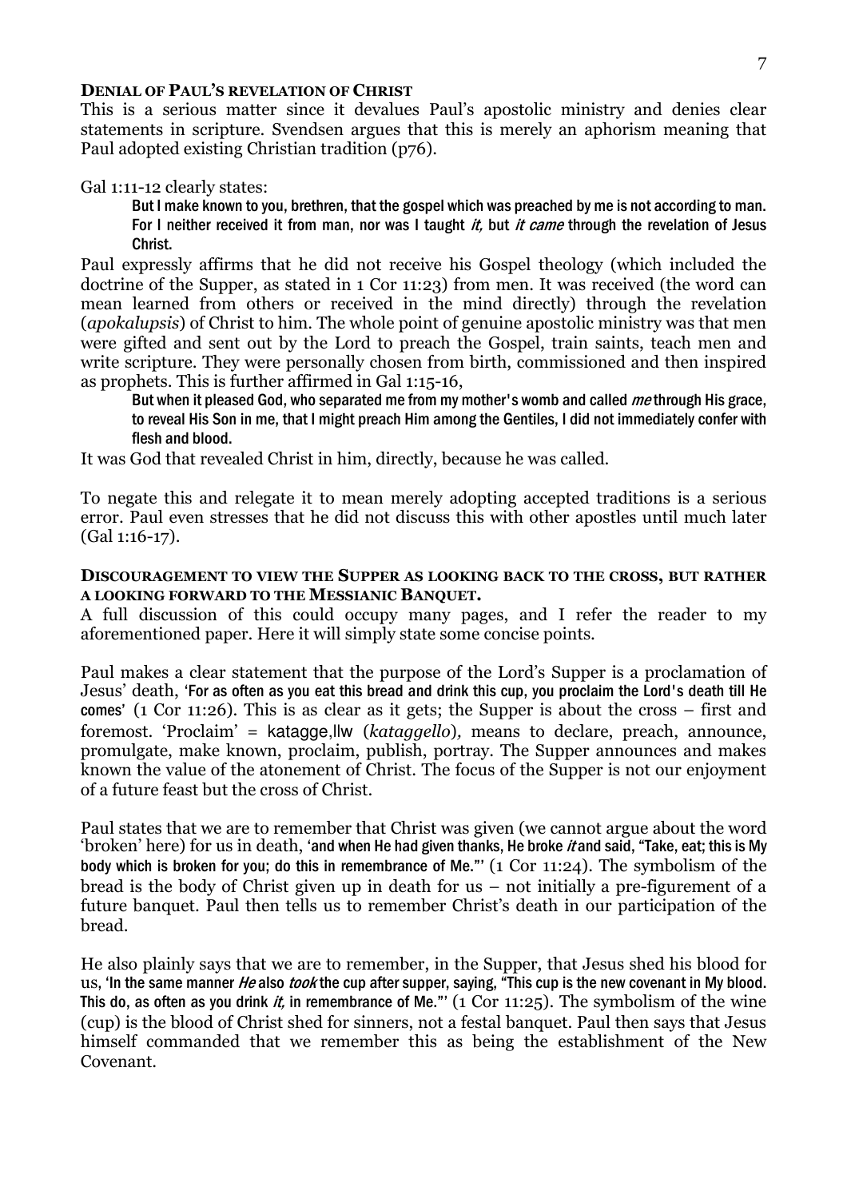**DENIAL OF PAUL'S REVELATION OF CHRIST**

This is a serious matter since it devalues Paul's apostolic ministry and denies clear statements in scripture. Svendsen argues that this is merely an aphorism meaning that Paul adopted existing Christian tradition (p76).

Gal 1:11-12 clearly states:

> But I make known to you, brethren, that the gospel which was preached by me is not according to man. For I neither received it from man, nor was I taught *it,* but *it came* through the revelation of Jesus Christ.

Paul expressly affirms that he did not receive his Gospel theology (which included the doctrine of the Supper, as stated in 1 Cor 11:23) from men. It was received (the word can mean learned from others or received in the mind directly) through the revelation (*apokalupsis*) of Christ to him. The whole point of genuine apostolic ministry was that men were gifted and sent out by the Lord to preach the Gospel, train saints, teach men and write scripture. They were personally chosen from birth, commissioned and then inspired as prophets. This is further affirmed in Gal 1:15-16,

> But when it pleased God, who separated me from my mother's womb and called *me* through His grace, to reveal His Son in me, that I might preach Him among the Gentiles, I did not immediately confer with flesh and blood.

It was God that revealed Christ in him, directly, because he was called.

To negate this and relegate it to mean merely adopting accepted traditions is a serious error. Paul even stresses that he did not discuss this with other apostles until much later (Gal 1:16-17).

**DISCOURAGEMENT TO VIEW THE SUPPER AS LOOKING BACK TO THE CROSS, BUT RATHER A LOOKING FORWARD TO THE MESSIANIC BANQUET.**

A full discussion of this could occupy many pages, and I refer the reader to my aforementioned paper. Here it will simply state some concise points.

Paul makes a clear statement that the purpose of the Lord's Supper is a proclamation of Jesus' death, 'For as often as you eat this bread and drink this cup, you proclaim the Lord's death till He comes' (1 Cor 11:26). This is as clear as it gets; the Supper is about the cross – first and foremost. 'Proclaim' = katagge,llw (*kataggello*), means to declare, preach, announce, promulgate, make known, proclaim, publish, portray. The Supper announces and makes known the value of the atonement of Christ. The focus of the Supper is not our enjoyment of a future feast but the cross of Christ.

Paul states that we are to remember that Christ was given (we cannot argue about the word 'broken' here) for us in death, 'and when He had given thanks, He broke *it* and said, "Take, eat; this is My body which is broken for you; do this in remembrance of Me."' (1 Cor 11:24). The symbolism of the bread is the body of Christ given up in death for us – not initially a pre-figurement of a future banquet. Paul then tells us to remember Christ's death in our participation of the bread.

He also plainly says that we are to remember, in the Supper, that Jesus shed his blood for us, 'In the same manner *He* also *took* the cup after supper, saying, "This cup is the new covenant in My blood. This do, as often as you drink *it,* in remembrance of Me."' (1 Cor 11:25). The symbolism of the wine (cup) is the blood of Christ shed for sinners, not a festal banquet. Paul then says that Jesus himself commanded that we remember this as being the establishment of the New Covenant.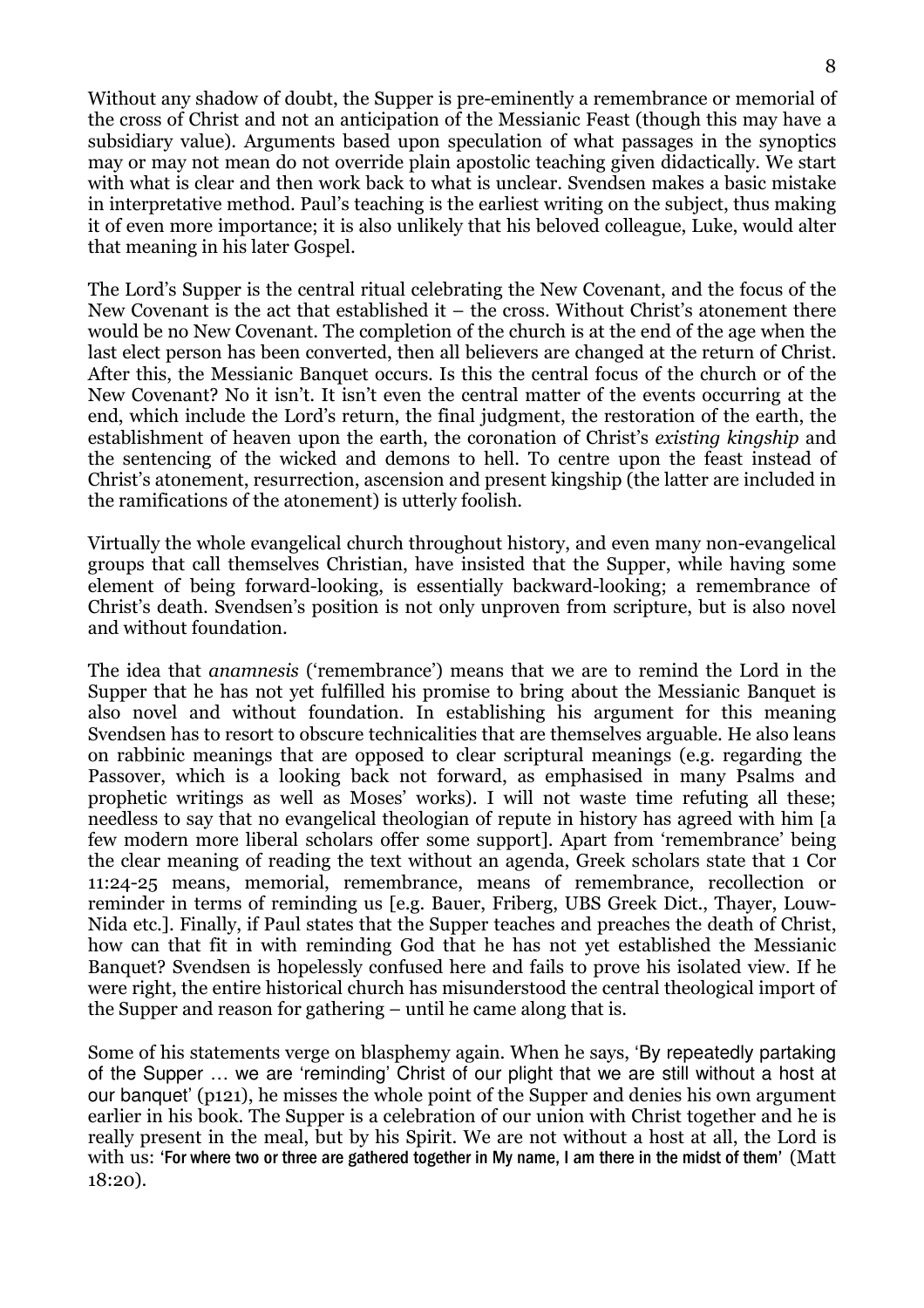Without any shadow of doubt, the Supper is pre-eminently a remembrance or memorial of the cross of Christ and not an anticipation of the Messianic Feast (though this may have a subsidiary value). Arguments based upon speculation of what passages in the synoptics may or may not mean do not override plain apostolic teaching given didactically. We start with what is clear and then work back to what is unclear. Svendsen makes a basic mistake in interpretative method. Paul's teaching is the earliest writing on the subject, thus making it of even more importance; it is also unlikely that his beloved colleague, Luke, would alter that meaning in his later Gospel.

The Lord's Supper is the central ritual celebrating the New Covenant, and the focus of the New Covenant is the act that established it – the cross. Without Christ's atonement there would be no New Covenant. The completion of the church is at the end of the age when the last elect person has been converted, then all believers are changed at the return of Christ. After this, the Messianic Banquet occurs. Is this the central focus of the church or of the New Covenant? No it isn't. It isn't even the central matter of the events occurring at the end, which include the Lord's return, the final judgment, the restoration of the earth, the establishment of heaven upon the earth, the coronation of Christ's *existing kingship* and the sentencing of the wicked and demons to hell. To centre upon the feast instead of Christ's atonement, resurrection, ascension and present kingship (the latter are included in the ramifications of the atonement) is utterly foolish.

Virtually the whole evangelical church throughout history, and even many non-evangelical groups that call themselves Christian, have insisted that the Supper, while having some element of being forward-looking, is essentially backward-looking; a remembrance of Christ's death. Svendsen's position is not only unproven from scripture, but is also novel and without foundation.

The idea that *anamnesis* ('remembrance') means that we are to remind the Lord in the Supper that he has not yet fulfilled his promise to bring about the Messianic Banquet is also novel and without foundation. In establishing his argument for this meaning Svendsen has to resort to obscure technicalities that are themselves arguable. He also leans on rabbinic meanings that are opposed to clear scriptural meanings (e.g. regarding the Passover, which is a looking back not forward, as emphasised in many Psalms and prophetic writings as well as Moses' works). I will not waste time refuting all these; needless to say that no evangelical theologian of repute in history has agreed with him [a few modern more liberal scholars offer some support]. Apart from 'remembrance' being the clear meaning of reading the text without an agenda, Greek scholars state that 1 Cor 11:24-25 means, memorial, remembrance, means of remembrance, recollection or reminder in terms of reminding us [e.g. Bauer, Friberg, UBS Greek Dict., Thayer, Louw-Nida etc.]. Finally, if Paul states that the Supper teaches and preaches the death of Christ, how can that fit in with reminding God that he has not yet established the Messianic Banquet? Svendsen is hopelessly confused here and fails to prove his isolated view. If he were right, the entire historical church has misunderstood the central theological import of the Supper and reason for gathering – until he came along that is.

Some of his statements verge on blasphemy again. When he says, 'By repeatedly partaking of the Supper … we are 'reminding' Christ of our plight that we are still without a host at our banquet' (p121), he misses the whole point of the Supper and denies his own argument earlier in his book. The Supper is a celebration of our union with Christ together and he is really present in the meal, but by his Spirit. We are not without a host at all, the Lord is with us: 'For where two or three are gathered together in My name, I am there in the midst of them' (Matt 18:20).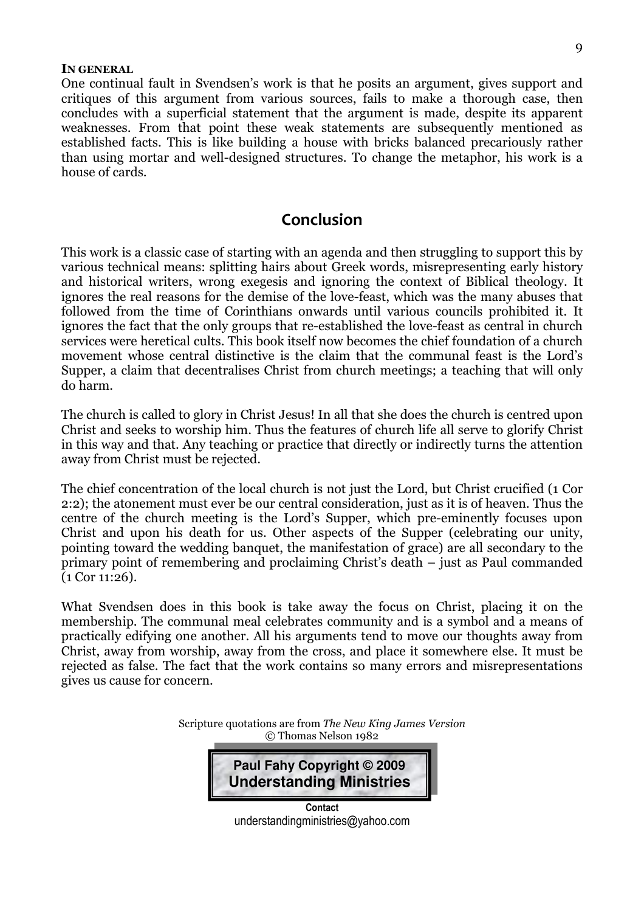**IN GENERAL**

One continual fault in Svendsen's work is that he posits an argument, gives support and critiques of this argument from various sources, fails to make a thorough case, then concludes with a superficial statement that the argument is made, despite its apparent weaknesses. From that point these weak statements are subsequently mentioned as established facts. This is like building a house with bricks balanced precariously rather than using mortar and well-designed structures. To change the metaphor, his work is a house of cards.

## Conclusion

This work is a classic case of starting with an agenda and then struggling to support this by various technical means: splitting hairs about Greek words, misrepresenting early history and historical writers, wrong exegesis and ignoring the context of Biblical theology. It ignores the real reasons for the demise of the love-feast, which was the many abuses that followed from the time of Corinthians onwards until various councils prohibited it. It ignores the fact that the only groups that re-established the love-feast as central in church services were heretical cults. This book itself now becomes the chief foundation of a church movement whose central distinctive is the claim that the communal feast is the Lord's Supper, a claim that decentralises Christ from church meetings; a teaching that will only do harm.

The church is called to glory in Christ Jesus! In all that she does the church is centred upon Christ and seeks to worship him. Thus the features of church life all serve to glorify Christ in this way and that. Any teaching or practice that directly or indirectly turns the attention away from Christ must be rejected.

The chief concentration of the local church is not just the Lord, but Christ crucified (1 Cor 2:2); the atonement must ever be our central consideration, just as it is of heaven. Thus the centre of the church meeting is the Lord's Supper, which pre-eminently focuses upon Christ and upon his death for us. Other aspects of the Supper (celebrating our unity, pointing toward the wedding banquet, the manifestation of grace) are all secondary to the primary point of remembering and proclaiming Christ's death – just as Paul commanded (1 Cor 11:26).

What Svendsen does in this book is take away the focus on Christ, placing it on the membership. The communal meal celebrates community and is a symbol and a means of practically edifying one another. All his arguments tend to move our thoughts away from Christ, away from worship, away from the cross, and place it somewhere else. It must be rejected as false. The fact that the work contains so many errors and misrepresentations gives us cause for concern.

Scripture quotations are from *The New King James Version*
© Thomas Nelson 1982

**Paul Fahy Copyright © 2009**
**Understanding Ministries**

**Contact**
understandingministries@yahoo.com